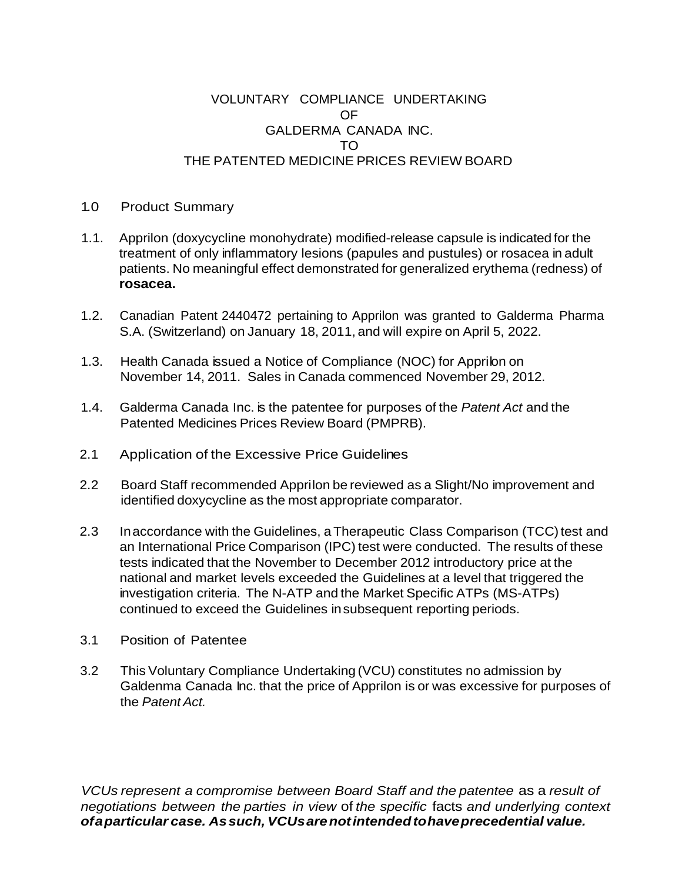# VOLUNTARY COMPLIANCE UNDERTAKING OF GALDERMA CANADA INC. TO THE PATENTED MEDICINE PRICES REVIEW BOARD

## 1.0 Product Summary

1.1. Apprilon (doxycycline monohydrate) modified-release capsule is indicated for the treatment of only inflammatory lesions (papules and pustules) or rosacea in adult patients. No meaningful effect demonstrated for generalized erythema (redness) of **rosacea.**

1.2. Canadian Patent 2440472 pertaining to Apprilon was granted to Galderma Pharma S.A. (Switzerland) on January 18, 2011, and will expire on April 5, 2022.

1.3. Health Canada issued a Notice of Compliance (NOC) for Apprilon on November 14, 2011. Sales in Canada commenced November 29, 2012.

1.4. Galderma Canada Inc. is the patentee for purposes of the *Patent Act* and the Patented Medicines Prices Review Board (PMPRB).

## 2.1 Application of the Excessive Price Guidelines

2.2 Board Staff recommended Apprilon be reviewed as a Slight/No improvement and identified doxycycline as the most appropriate comparator.

2.3 In accordance with the Guidelines, a Therapeutic Class Comparison (TCC) test and an International Price Comparison (IPC) test were conducted. The results of these tests indicated that the November to December 2012 introductory price at the national and market levels exceeded the Guidelines at a level that triggered the investigation criteria. The N-ATP and the Market Specific ATPs (MS-ATPs) continued to exceed the Guidelines in subsequent reporting periods.

## 3.1 Position of Patentee

3.2 This Voluntary Compliance Undertaking (VCU) constitutes no admission by Galdenma Canada Inc. that the price of Apprilon is or was excessive for purposes of the *Patent Act.*

*VCUs represent a compromise between Board Staff and the patentee as a result of negotiations between the parties in view of the specific facts and underlying context* ***of a particular case. As such, VCUs are not intended to have precedential value.***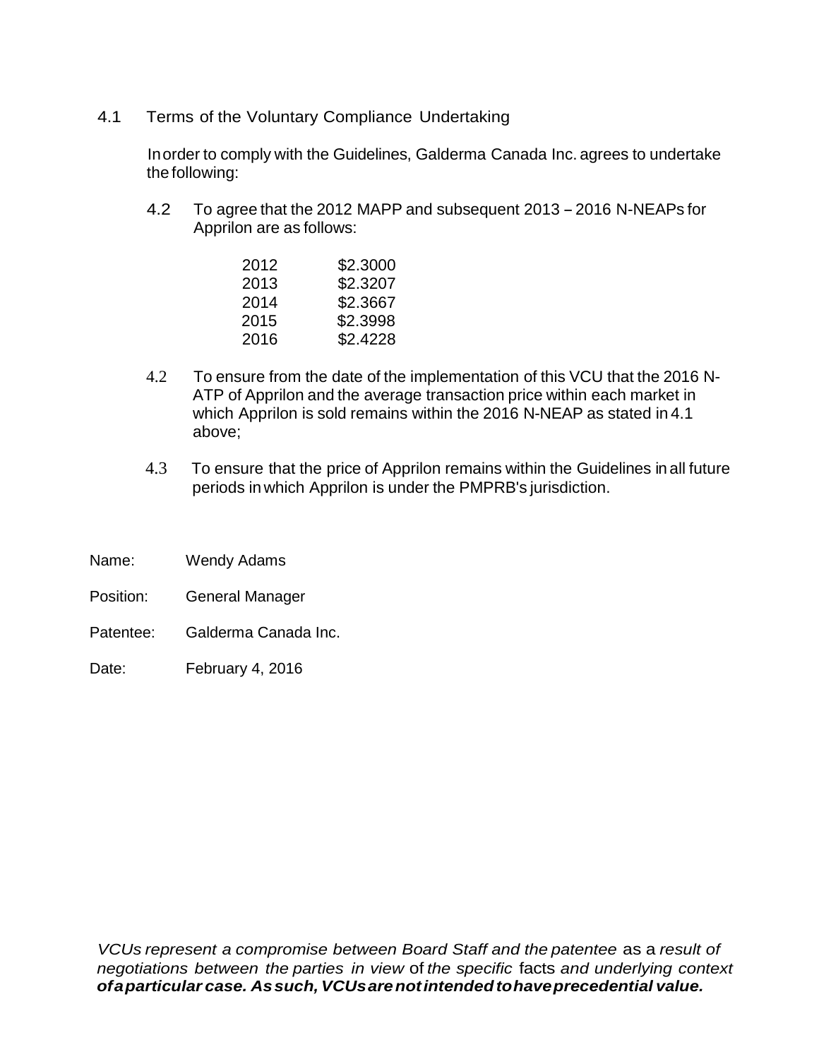4.1 Terms of the Voluntary Compliance Undertaking

In order to comply with the Guidelines, Galderma Canada Inc. agrees to undertake the following:

4.2 To agree that the 2012 MAPP and subsequent 2013 – 2016 N-NEAPs for Apprilon are as follows:

| | |
|---|---|
| 2012 | \$2.3000 |
| 2013 | \$2.3207 |
| 2014 | \$2.3667 |
| 2015 | \$2.3998 |
| 2016 | \$2.4228 |

4.2 To ensure from the date of the implementation of this VCU that the 2016 N-ATP of Apprilon and the average transaction price within each market in which Apprilon is sold remains within the 2016 N-NEAP as stated in 4.1 above;

4.3 To ensure that the price of Apprilon remains within the Guidelines in all future periods in which Apprilon is under the PMPRB's jurisdiction.

Name: Wendy Adams

Position: General Manager

Patentee: Galderma Canada Inc.

Date: February 4, 2016

*VCUs represent a compromise between Board Staff and the patentee as a result of negotiations between the parties in view of the specific facts and underlying context* ***of a particular case. As such, VCUs are not intended to have precedential value.***